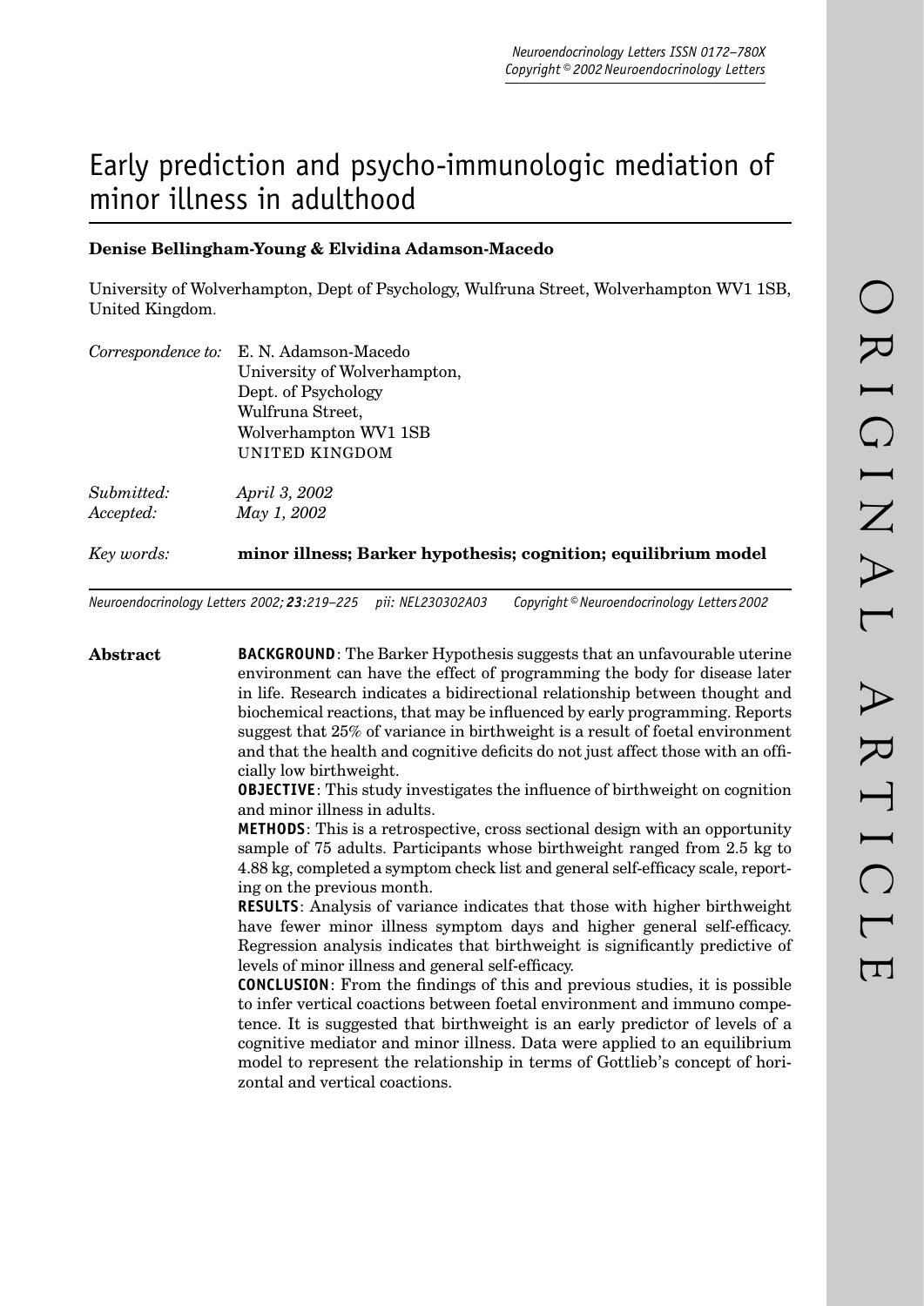# Early prediction and psycho-immunologic mediation of minor illness in adulthood

**Denise Bellingham-Young & Elvidina Adamson-Macedo**

University of Wolverhampton, Dept of Psychology, Wulfruna Street, Wolverhampton WV1 1SB, United Kingdom.

*Correspondence to:* E. N. Adamson-Macedo
University of Wolverhampton,
Dept. of Psychology
Wulfruna Street,
Wolverhampton WV1 1SB
UNITED KINGDOM

*Submitted:* *April 3, 2002*
*Accepted:* *May 1, 2002*

*Key words:* **minor illness; Barker hypothesis; cognition; equilibrium model**

## Abstract

**BACKGROUND**: The Barker Hypothesis suggests that an unfavourable uterine environment can have the effect of programming the body for disease later in life. Research indicates a bidirectional relationship between thought and biochemical reactions, that may be influenced by early programming. Reports suggest that 25% of variance in birthweight is a result of foetal environment and that the health and cognitive deficits do not just affect those with an officially low birthweight.

**OBJECTIVE**: This study investigates the influence of birthweight on cognition and minor illness in adults.

**METHODS**: This is a retrospective, cross sectional design with an opportunity sample of 75 adults. Participants whose birthweight ranged from 2.5 kg to 4.88 kg, completed a symptom check list and general self-efficacy scale, reporting on the previous month.

**RESULTS**: Analysis of variance indicates that those with higher birthweight have fewer minor illness symptom days and higher general self-efficacy. Regression analysis indicates that birthweight is significantly predictive of levels of minor illness and general self-efficacy.

**CONCLUSION**: From the findings of this and previous studies, it is possible to infer vertical coactions between foetal environment and immuno competence. It is suggested that birthweight is an early predictor of levels of a cognitive mediator and minor illness. Data were applied to an equilibrium model to represent the relationship in terms of Gottlieb's concept of horizontal and vertical coactions.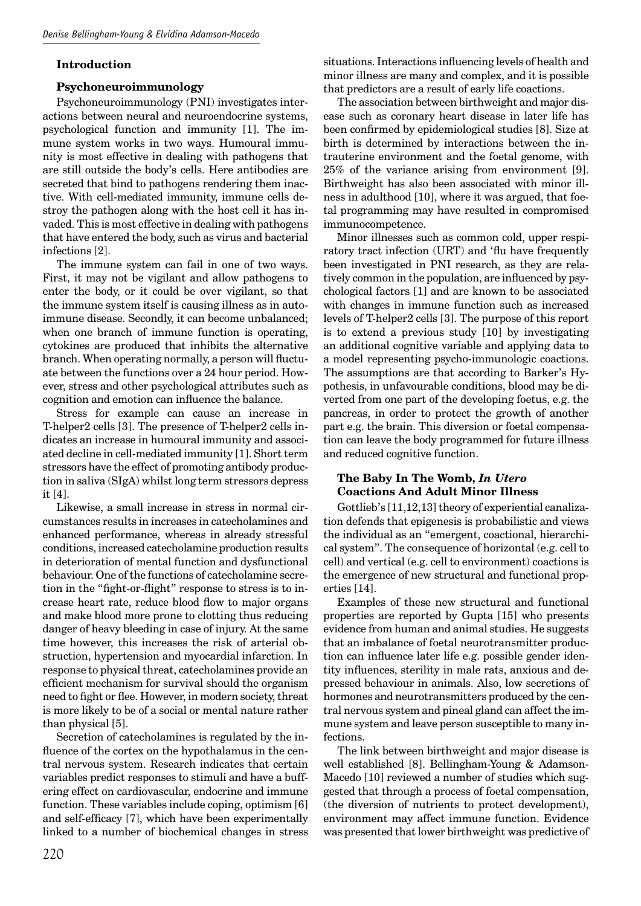## Introduction

### Psychoneuroimmunology

Psychoneuroimmunology (PNI) investigates interactions between neural and neuroendocrine systems, psychological function and immunity [1]. The immune system works in two ways. Humoural immunity is most effective in dealing with pathogens that are still outside the body's cells. Here antibodies are secreted that bind to pathogens rendering them inactive. With cell-mediated immunity, immune cells destroy the pathogen along with the host cell it has invaded. This is most effective in dealing with pathogens that have entered the body, such as virus and bacterial infections [2].

The immune system can fail in one of two ways. First, it may not be vigilant and allow pathogens to enter the body, or it could be over vigilant, so that the immune system itself is causing illness as in autoimmune disease. Secondly, it can become unbalanced; when one branch of immune function is operating, cytokines are produced that inhibits the alternative branch. When operating normally, a person will fluctuate between the functions over a 24 hour period. However, stress and other psychological attributes such as cognition and emotion can influence the balance.

Stress for example can cause an increase in T-helper2 cells [3]. The presence of T-helper2 cells indicates an increase in humoural immunity and associated decline in cell-mediated immunity [1]. Short term stressors have the effect of promoting antibody production in saliva (SIgA) whilst long term stressors depress it [4].

Likewise, a small increase in stress in normal circumstances results in increases in catecholamines and enhanced performance, whereas in already stressful conditions, increased catecholamine production results in deterioration of mental function and dysfunctional behaviour. One of the functions of catecholamine secretion in the "fight-or-flight" response to stress is to increase heart rate, reduce blood flow to major organs and make blood more prone to clotting thus reducing danger of heavy bleeding in case of injury. At the same time however, this increases the risk of arterial obstruction, hypertension and myocardial infarction. In response to physical threat, catecholamines provide an efficient mechanism for survival should the organism need to fight or flee. However, in modern society, threat is more likely to be of a social or mental nature rather than physical [5].

Secretion of catecholamines is regulated by the influence of the cortex on the hypothalamus in the central nervous system. Research indicates that certain variables predict responses to stimuli and have a buffering effect on cardiovascular, endocrine and immune function. These variables include coping, optimism [6] and self-efficacy [7], which have been experimentally linked to a number of biochemical changes in stress situations. Interactions influencing levels of health and minor illness are many and complex, and it is possible that predictors are a result of early life coactions.

The association between birthweight and major disease such as coronary heart disease in later life has been confirmed by epidemiological studies [8]. Size at birth is determined by interactions between the intrauterine environment and the foetal genome, with 25% of the variance arising from environment [9]. Birthweight has also been associated with minor illness in adulthood [10], where it was argued, that foetal programming may have resulted in compromised immunocompetence.

Minor illnesses such as common cold, upper respiratory tract infection (URT) and 'flu have frequently been investigated in PNI research, as they are relatively common in the population, are influenced by psychological factors [1] and are known to be associated with changes in immune function such as increased levels of T-helper2 cells [3]. The purpose of this report is to extend a previous study [10] by investigating an additional cognitive variable and applying data to a model representing psycho-immunologic coactions. The assumptions are that according to Barker's Hypothesis, in unfavourable conditions, blood may be diverted from one part of the developing foetus, e.g. the pancreas, in order to protect the growth of another part e.g. the brain. This diversion or foetal compensation can leave the body programmed for future illness and reduced cognitive function.

### The Baby In The Womb, *In Utero* Coactions And Adult Minor Illness

Gottlieb's [11,12,13] theory of experiential canalization defends that epigenesis is probabilistic and views the individual as an "emergent, coactional, hierarchical system". The consequence of horizontal (e.g. cell to cell) and vertical (e.g. cell to environment) coactions is the emergence of new structural and functional properties [14].

Examples of these new structural and functional properties are reported by Gupta [15] who presents evidence from human and animal studies. He suggests that an imbalance of foetal neurotransmitter production can influence later life e.g. possible gender identity influences, sterility in male rats, anxious and depressed behaviour in animals. Also, low secretions of hormones and neurotransmitters produced by the central nervous system and pineal gland can affect the immune system and leave person susceptible to many infections.

The link between birthweight and major disease is well established [8]. Bellingham-Young & Adamson-Macedo [10] reviewed a number of studies which suggested that through a process of foetal compensation, (the diversion of nutrients to protect development), environment may affect immune function. Evidence was presented that lower birthweight was predictive of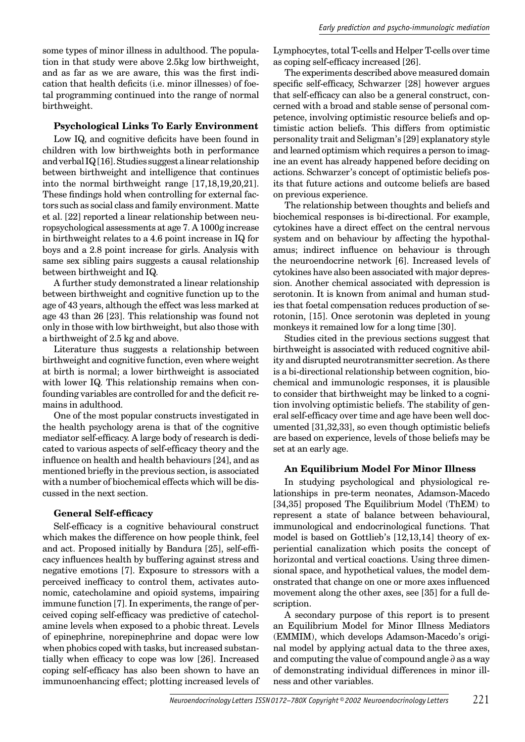some types of minor illness in adulthood. The population in that study were above 2.5kg low birthweight, and as far as we are aware, this was the first indication that health deficits (i.e. minor illnesses) of foetal programming continued into the range of normal birthweight.

### Psychological Links To Early Environment

Low IQ, and cognitive deficits have been found in children with low birthweights both in performance and verbal IQ [16]. Studies suggest a linear relationship between birthweight and intelligence that continues into the normal birthweight range [17,18,19,20,21]. These findings hold when controlling for external factors such as social class and family environment. Matte et al. [22] reported a linear relationship between neuropsychological assessments at age 7. A 1000g increase in birthweight relates to a 4.6 point increase in IQ for boys and a 2.8 point increase for girls. Analysis with same sex sibling pairs suggests a causal relationship between birthweight and IQ.

A further study demonstrated a linear relationship between birthweight and cognitive function up to the age of 43 years, although the effect was less marked at age 43 than 26 [23]. This relationship was found not only in those with low birthweight, but also those with a birthweight of 2.5 kg and above.

Literature thus suggests a relationship between birthweight and cognitive function, even where weight at birth is normal; a lower birthweight is associated with lower IQ. This relationship remains when confounding variables are controlled for and the deficit remains in adulthood.

One of the most popular constructs investigated in the health psychology arena is that of the cognitive mediator self-efficacy. A large body of research is dedicated to various aspects of self-efficacy theory and the influence on health and health behaviours [24], and as mentioned briefly in the previous section, is associated with a number of biochemical effects which will be discussed in the next section.

### General Self-efficacy

Self-efficacy is a cognitive behavioural construct which makes the difference on how people think, feel and act. Proposed initially by Bandura [25], self-efficacy influences health by buffering against stress and negative emotions [7]. Exposure to stressors with a perceived inefficacy to control them, activates autonomic, catecholamine and opioid systems, impairing immune function [7]. In experiments, the range of perceived coping self-efficacy was predictive of catecholamine levels when exposed to a phobic threat. Levels of epinephrine, norepinephrine and dopac were low when phobics coped with tasks, but increased substantially when efficacy to cope was low [26]. Increased coping self-efficacy has also been shown to have an immunoenhancing effect; plotting increased levels of Lymphocytes, total T-cells and Helper T-cells over time as coping self-efficacy increased [26].

The experiments described above measured domain specific self-efficacy, Schwarzer [28] however argues that self-efficacy can also be a general construct, concerned with a broad and stable sense of personal competence, involving optimistic resource beliefs and optimistic action beliefs. This differs from optimistic personality trait and Seligman's [29] explanatory style and learned optimism which requires a person to imagine an event has already happened before deciding on actions. Schwarzer's concept of optimistic beliefs posits that future actions and outcome beliefs are based on previous experience.

The relationship between thoughts and beliefs and biochemical responses is bi-directional. For example, cytokines have a direct effect on the central nervous system and on behaviour by affecting the hypothalamus; indirect influence on behaviour is through the neuroendocrine network [6]. Increased levels of cytokines have also been associated with major depression. Another chemical associated with depression is serotonin. It is known from animal and human studies that foetal compensation reduces production of serotonin, [15]. Once serotonin was depleted in young monkeys it remained low for a long time [30].

Studies cited in the previous sections suggest that birthweight is associated with reduced cognitive ability and disrupted neurotransmitter secretion. As there is a bi-directional relationship between cognition, biochemical and immunologic responses, it is plausible to consider that birthweight may be linked to a cognition involving optimistic beliefs. The stability of general self-efficacy over time and age have been well documented [31,32,33], so even though optimistic beliefs are based on experience, levels of those beliefs may be set at an early age.

### An Equilibrium Model For Minor Illness

In studying psychological and physiological relationships in pre-term neonates, Adamson-Macedo [34,35] proposed The Equilibrium Model (ThEM) to represent a state of balance between behavioural, immunological and endocrinological functions. That model is based on Gottlieb's [12,13,14] theory of experiential canalization which posits the concept of horizontal and vertical coactions. Using three dimensional space, and hypothetical values, the model demonstrated that change on one or more axes influenced movement along the other axes, see [35] for a full description.

A secondary purpose of this report is to present an Equilibrium Model for Minor Illness Mediators (EMMIM), which develops Adamson-Macedo's original model by applying actual data to the three axes, and computing the value of compound angle $\partial$ as a way of demonstrating individual differences in minor illness and other variables.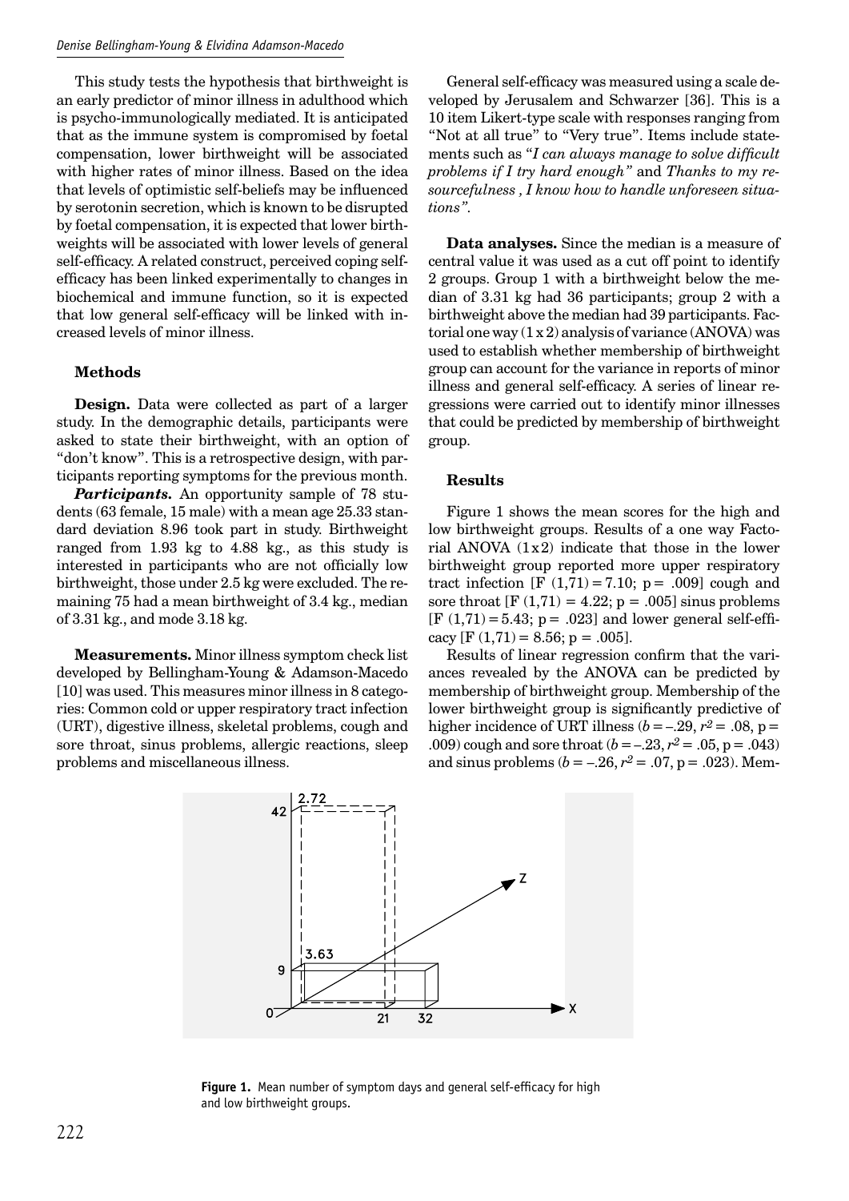This study tests the hypothesis that birthweight is an early predictor of minor illness in adulthood which is psycho-immunologically mediated. It is anticipated that as the immune system is compromised by foetal compensation, lower birthweight will be associated with higher rates of minor illness. Based on the idea that levels of optimistic self-beliefs may be influenced by serotonin secretion, which is known to be disrupted by foetal compensation, it is expected that lower birthweights will be associated with lower levels of general self-efficacy. A related construct, perceived coping self-efficacy has been linked experimentally to changes in biochemical and immune function, so it is expected that low general self-efficacy will be linked with increased levels of minor illness.

## Methods

**Design.** Data were collected as part of a larger study. In the demographic details, participants were asked to state their birthweight, with an option of "don't know". This is a retrospective design, with participants reporting symptoms for the previous month.

***Participants.*** An opportunity sample of 78 students (63 female, 15 male) with a mean age 25.33 standard deviation 8.96 took part in study. Birthweight ranged from 1.93 kg to 4.88 kg., as this study is interested in participants who are not officially low birthweight, those under 2.5 kg were excluded. The remaining 75 had a mean birthweight of 3.4 kg., median of 3.31 kg., and mode 3.18 kg.

**Measurements.** Minor illness symptom check list developed by Bellingham-Young & Adamson-Macedo [10] was used. This measures minor illness in 8 categories: Common cold or upper respiratory tract infection (URT), digestive illness, skeletal problems, cough and sore throat, sinus problems, allergic reactions, sleep problems and miscellaneous illness.

General self-efficacy was measured using a scale developed by Jerusalem and Schwarzer [36]. This is a 10 item Likert-type scale with responses ranging from "Not at all true" to "Very true". Items include statements such as "*I can always manage to solve difficult problems if I try hard enough"* and *Thanks to my resourcefulness , I know how to handle unforeseen situations".*

**Data analyses.** Since the median is a measure of central value it was used as a cut off point to identify 2 groups. Group 1 with a birthweight below the median of 3.31 kg had 36 participants; group 2 with a birthweight above the median had 39 participants. Factorial one way (1 x 2) analysis of variance (ANOVA) was used to establish whether membership of birthweight group can account for the variance in reports of minor illness and general self-efficacy. A series of linear regressions were carried out to identify minor illnesses that could be predicted by membership of birthweight group.

## Results

Figure 1 shows the mean scores for the high and low birthweight groups. Results of a one way Factorial ANOVA (1x2) indicate that those in the lower birthweight group reported more upper respiratory tract infection [$F(1,71) = 7.10$; $p = .009$] cough and sore throat [$F(1,71) = 4.22$; $p = .005$] sinus problems [$F(1,71) = 5.43$; $p = .023$] and lower general self-efficacy [$F(1,71) = 8.56$; $p = .005$].

Results of linear regression confirm that the variances revealed by the ANOVA can be predicted by membership of birthweight group. Membership of the lower birthweight group is significantly predictive of higher incidence of URT illness ($b = -.29$, $r^2 = .08$, $p = .009$) cough and sore throat ($b = -.23$, $r^2 = .05$, $p = .043$) and sinus problems ($b = -.26$, $r^2 = .07$, $p = .023$). Mem-

**Figure 1.** Mean number of symptom days and general self-efficacy for high and low birthweight groups.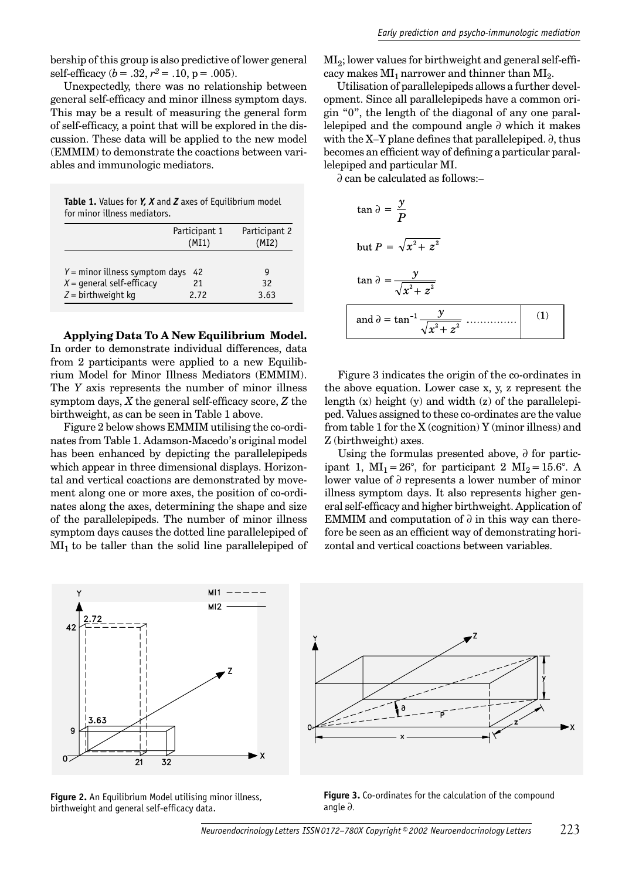bership of this group is also predictive of lower general self-efficacy ($b = .32$, $r^2 = .10$, $p = .005$).

Unexpectedly, there was no relationship between general self-efficacy and minor illness symptom days. This may be a result of measuring the general form of self-efficacy, a point that will be explored in the discussion. These data will be applied to the new model (EMMIM) to demonstrate the coactions between variables and immunologic mediators.

**Table 1.** Values for ***Y, X*** and ***Z*** axes of Equilibrium model for minor illness mediators.

| | Participant 1 (MI1) | Participant 2 (MI2) |
|---|---|---|
| $Y$ = minor illness symptom days | 42 | 9 |
| $X$ = general self-efficacy | 21 | 32 |
| $Z$ = birthweight kg | 2.72 | 3.63 |

**Applying Data To A New Equilibrium Model.** In order to demonstrate individual differences, data from 2 participants were applied to a new Equilibrium Model for Minor Illness Mediators (EMMIM). The $Y$ axis represents the number of minor illness symptom days, $X$ the general self-efficacy score, $Z$ the birthweight, as can be seen in Table 1 above.

Figure 2 below shows EMMIM utilising the co-ordinates from Table 1. Adamson-Macedo's original model has been enhanced by depicting the parallelepipeds which appear in three dimensional displays. Horizontal and vertical coactions are demonstrated by movement along one or more axes, the position of co-ordinates along the axes, determining the shape and size of the parallelepipeds. The number of minor illness symptom days causes the dotted line parallelepiped of $MI_1$ to be taller than the solid line parallelepiped of $MI_2$; lower values for birthweight and general self-efficacy makes $MI_1$ narrower and thinner than $MI_2$.

Utilisation of parallelepipeds allows a further development. Since all parallelepipeds have a common origin "0", the length of the diagonal of any one parallelepiped and the compound angle $\partial$ which it makes with the X–Y plane defines that parallelepiped. $\partial$, thus becomes an efficient way of defining a particular parallelepiped and particular MI.

$\partial$ can be calculated as follows:–

$$\tan \partial = \frac{y}{P}$$

$$\text{but } P = \sqrt{x^2 + z^2}$$

$$\tan \partial = \frac{y}{\sqrt{x^2 + z^2}}$$

$$\text{and } \partial = \tan^{-1} \frac{y}{\sqrt{x^2 + z^2}} \quad \ldots\ldots\ldots\ldots\ldots \quad (1)$$

Figure 3 indicates the origin of the co-ordinates in the above equation. Lower case x, y, z represent the length (x) height (y) and width (z) of the parallelepiped. Values assigned to these co-ordinates are the value from table 1 for the X (cognition) Y (minor illness) and Z (birthweight) axes.

Using the formulas presented above, $\partial$ for participant 1, $MI_1 = 26°$, for participant 2 $MI_2 = 15.6°$. A lower value of $\partial$ represents a lower number of minor illness symptom days. It also represents higher general self-efficacy and higher birthweight. Application of EMMIM and computation of $\partial$ in this way can therefore be seen as an efficient way of demonstrating horizontal and vertical coactions between variables.

**Figure 2.** An Equilibrium Model utilising minor illness, birthweight and general self-efficacy data.

**Figure 3.** Co-ordinates for the calculation of the compound angle $\partial$.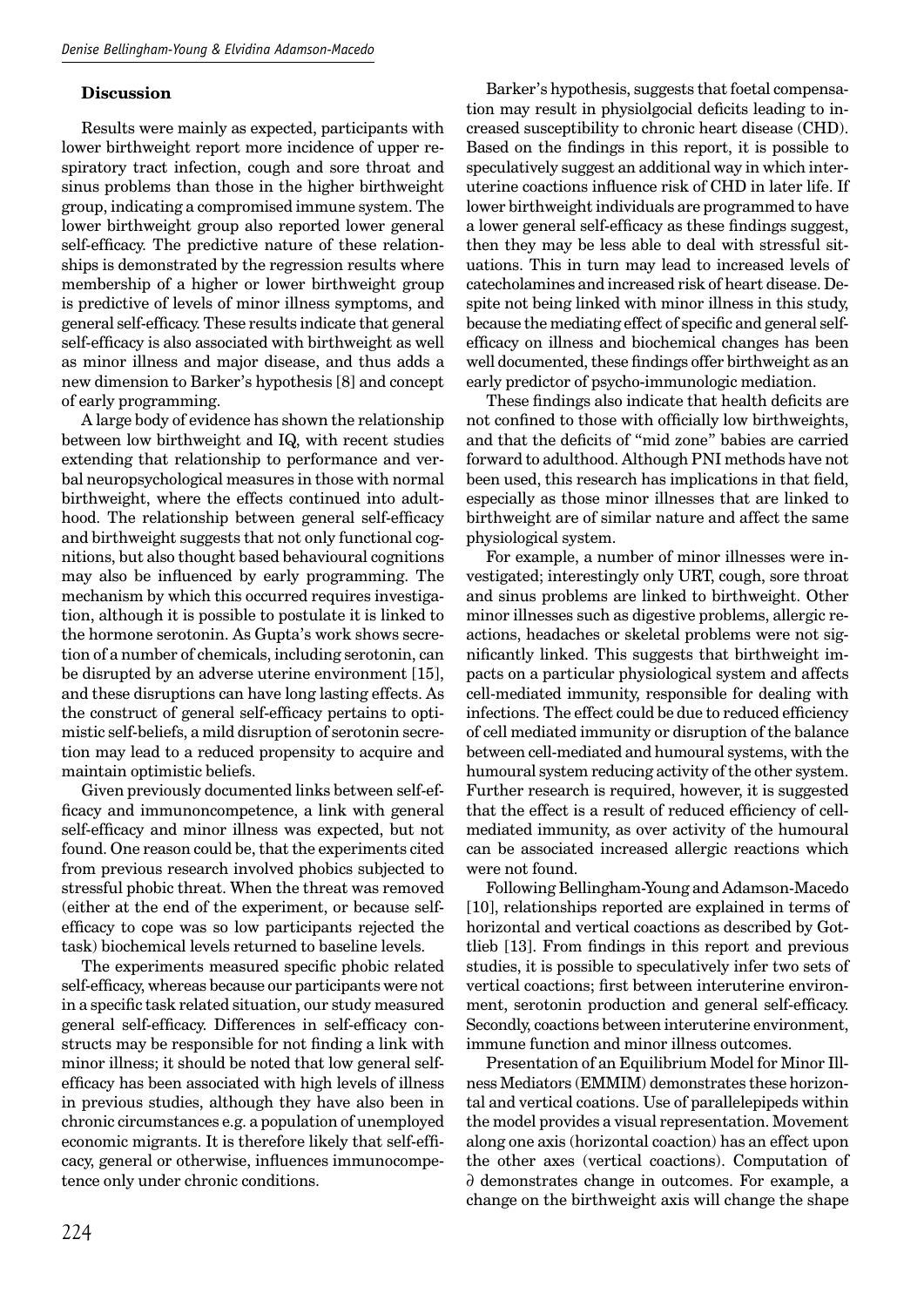### Discussion

Results were mainly as expected, participants with lower birthweight report more incidence of upper respiratory tract infection, cough and sore throat and sinus problems than those in the higher birthweight group, indicating a compromised immune system. The lower birthweight group also reported lower general self-efficacy. The predictive nature of these relationships is demonstrated by the regression results where membership of a higher or lower birthweight group is predictive of levels of minor illness symptoms, and general self-efficacy. These results indicate that general self-efficacy is also associated with birthweight as well as minor illness and major disease, and thus adds a new dimension to Barker's hypothesis [8] and concept of early programming.

A large body of evidence has shown the relationship between low birthweight and IQ, with recent studies extending that relationship to performance and verbal neuropsychological measures in those with normal birthweight, where the effects continued into adulthood. The relationship between general self-efficacy and birthweight suggests that not only functional cognitions, but also thought based behavioural cognitions may also be influenced by early programming. The mechanism by which this occurred requires investigation, although it is possible to postulate it is linked to the hormone serotonin. As Gupta's work shows secretion of a number of chemicals, including serotonin, can be disrupted by an adverse uterine environment [15], and these disruptions can have long lasting effects. As the construct of general self-efficacy pertains to optimistic self-beliefs, a mild disruption of serotonin secretion may lead to a reduced propensity to acquire and maintain optimistic beliefs.

Given previously documented links between self-efficacy and immunoncompetence, a link with general self-efficacy and minor illness was expected, but not found. One reason could be, that the experiments cited from previous research involved phobics subjected to stressful phobic threat. When the threat was removed (either at the end of the experiment, or because self-efficacy to cope was so low participants rejected the task) biochemical levels returned to baseline levels.

The experiments measured specific phobic related self-efficacy, whereas because our participants were not in a specific task related situation, our study measured general self-efficacy. Differences in self-efficacy constructs may be responsible for not finding a link with minor illness; it should be noted that low general self-efficacy has been associated with high levels of illness in previous studies, although they have also been in chronic circumstances e.g. a population of unemployed economic migrants. It is therefore likely that self-efficacy, general or otherwise, influences immunocompetence only under chronic conditions.

Barker's hypothesis, suggests that foetal compensation may result in physiolgocial deficits leading to increased susceptibility to chronic heart disease (CHD). Based on the findings in this report, it is possible to speculatively suggest an additional way in which interuterine coactions influence risk of CHD in later life. If lower birthweight individuals are programmed to have a lower general self-efficacy as these findings suggest, then they may be less able to deal with stressful situations. This in turn may lead to increased levels of catecholamines and increased risk of heart disease. Despite not being linked with minor illness in this study, because the mediating effect of specific and general self-efficacy on illness and biochemical changes has been well documented, these findings offer birthweight as an early predictor of psycho-immunologic mediation.

These findings also indicate that health deficits are not confined to those with officially low birthweights, and that the deficits of "mid zone" babies are carried forward to adulthood. Although PNI methods have not been used, this research has implications in that field, especially as those minor illnesses that are linked to birthweight are of similar nature and affect the same physiological system.

For example, a number of minor illnesses were investigated; interestingly only URT, cough, sore throat and sinus problems are linked to birthweight. Other minor illnesses such as digestive problems, allergic reactions, headaches or skeletal problems were not significantly linked. This suggests that birthweight impacts on a particular physiological system and affects cell-mediated immunity, responsible for dealing with infections. The effect could be due to reduced efficiency of cell mediated immunity or disruption of the balance between cell-mediated and humoural systems, with the humoural system reducing activity of the other system. Further research is required, however, it is suggested that the effect is a result of reduced efficiency of cell-mediated immunity, as over activity of the humoural can be associated increased allergic reactions which were not found.

Following Bellingham-Young and Adamson-Macedo [10], relationships reported are explained in terms of horizontal and vertical coactions as described by Gottlieb [13]. From findings in this report and previous studies, it is possible to speculatively infer two sets of vertical coactions; first between interuterine environment, serotonin production and general self-efficacy. Secondly, coactions between interuterine environment, immune function and minor illness outcomes.

Presentation of an Equilibrium Model for Minor Illness Mediators (EMMIM) demonstrates these horizontal and vertical coations. Use of parallelepipeds within the model provides a visual representation. Movement along one axis (horizontal coaction) has an effect upon the other axes (vertical coactions). Computation of $\partial$ demonstrates change in outcomes. For example, a change on the birthweight axis will change the shape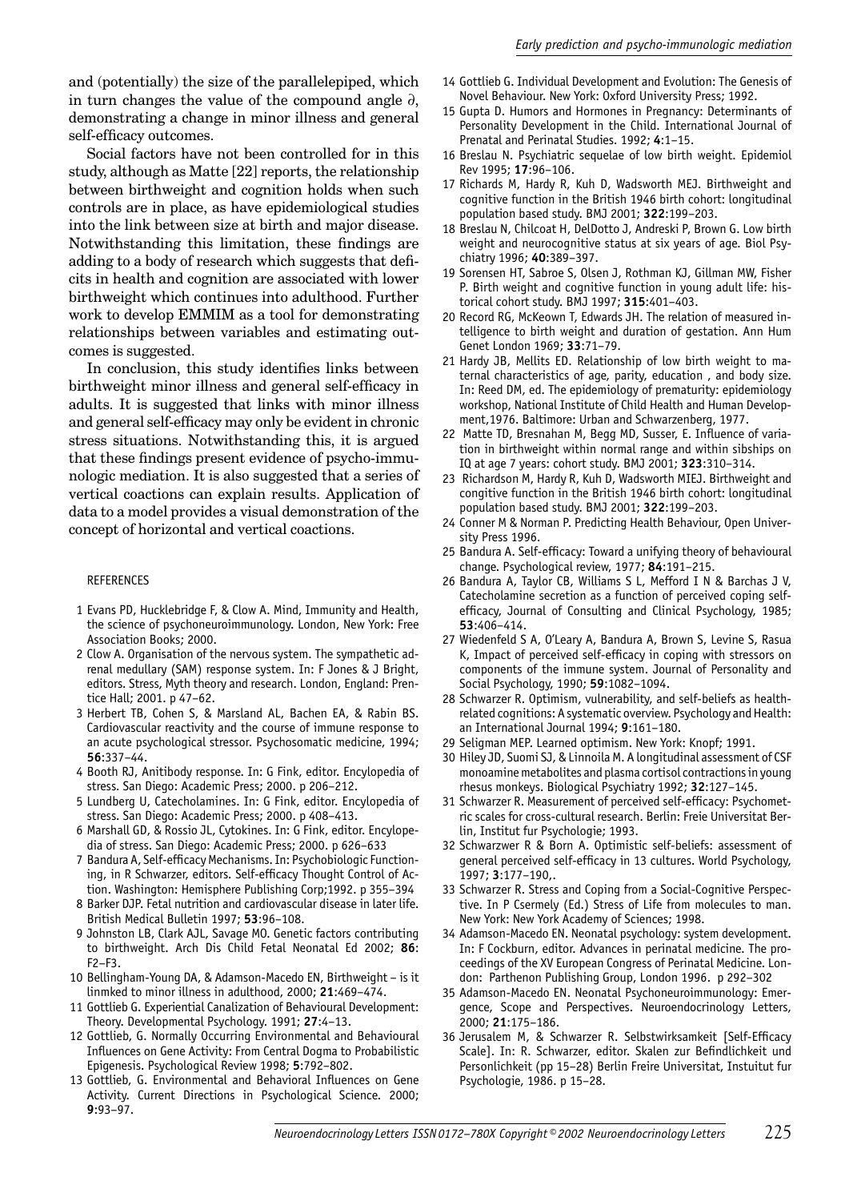and (potentially) the size of the parallelepiped, which in turn changes the value of the compound angle ∂, demonstrating a change in minor illness and general self-efficacy outcomes.

Social factors have not been controlled for in this study, although as Matte [22] reports, the relationship between birthweight and cognition holds when such controls are in place, as have epidemiological studies into the link between size at birth and major disease. Notwithstanding this limitation, these findings are adding to a body of research which suggests that deficits in health and cognition are associated with lower birthweight which continues into adulthood. Further work to develop EMMIM as a tool for demonstrating relationships between variables and estimating outcomes is suggested.

In conclusion, this study identifies links between birthweight minor illness and general self-efficacy in adults. It is suggested that links with minor illness and general self-efficacy may only be evident in chronic stress situations. Notwithstanding this, it is argued that these findings present evidence of psycho-immunologic mediation. It is also suggested that a series of vertical coactions can explain results. Application of data to a model provides a visual demonstration of the concept of horizontal and vertical coactions.

## REFERENCES

1. Evans PD, Hucklebridge F, & Clow A. Mind, Immunity and Health, the science of psychoneuroimmunology. London, New York: Free Association Books; 2000.
2. Clow A. Organisation of the nervous system. The sympathetic adrenal medullary (SAM) response system. In: F Jones & J Bright, editors. Stress, Myth theory and research. London, England: Prentice Hall; 2001. p 47–62.
3. Herbert TB, Cohen S, & Marsland AL, Bachen EA, & Rabin BS. Cardiovascular reactivity and the course of immune response to an acute psychological stressor. Psychosomatic medicine, 1994; **56**:337–44.
4. Booth RJ, Anitibody response. In: G Fink, editor. Encylopedia of stress. San Diego: Academic Press; 2000. p 206–212.
5. Lundberg U, Catecholamines. In: G Fink, editor. Encyclopedia of stress. San Diego: Academic Press; 2000. p 408–413.
6. Marshall GD, & Rossio JL, Cytokines. In: G Fink, editor. Encyclopedia of stress. San Diego: Academic Press; 2000. p 626–633
7. Bandura A, Self-efficacy Mechanisms. In: Psychobiologic Functioning, in R Schwarzer, editors. Self-efficacy Thought Control of Action. Washington: Hemisphere Publishing Corp;1992. p 355–394
8. Barker DJP. Fetal nutrition and cardiovascular disease in later life. British Medical Bulletin 1997; **53**:96–108.
9. Johnston LB, Clark AJL, Savage MO. Genetic factors contributing to birthweight. Arch Dis Child Fetal Neonatal Ed 2002; **86**: F2–F3.
10. Bellingham-Young DA, & Adamson-Macedo EN, Birthweight – is it linmked to minor illness in adulthood, 2000; **21**:469–474.
11. Gottlieb G. Experiential Canalization of Behavioural Development: Theory. Developmental Psychology. 1991; **27**:4–13.
12. Gottlieb, G. Normally Occurring Environmental and Behavioural Influences on Gene Activity: From Central Dogma to Probabilistic Epigenesis. Psychological Review 1998; **5**:792–802.
13. Gottlieb, G. Environmental and Behavioral Influences on Gene Activity. Current Directions in Psychological Science. 2000; **9**:93–97.
14. Gottlieb G. Individual Development and Evolution: The Genesis of Novel Behaviour. New York: Oxford University Press; 1992.
15. Gupta D. Humors and Hormones in Pregnancy: Determinants of Personality Development in the Child. International Journal of Prenatal and Perinatal Studies. 1992; **4**:1–15.
16. Breslau N. Psychiatric sequelae of low birth weight. Epidemiol Rev 1995; **17**:96–106.
17. Richards M, Hardy R, Kuh D, Wadsworth MEJ. Birthweight and cognitive function in the British 1946 birth cohort: longitudinal population based study. BMJ 2001; **322**:199–203.
18. Breslau N, Chilcoat H, DelDotto J, Andreski P, Brown G. Low birth weight and neurocognitive status at six years of age. Biol Psychiatry 1996; **40**:389–397.
19. Sorensen HT, Sabroe S, Olsen J, Rothman KJ, Gillman MW, Fisher P. Birth weight and cognitive function in young adult life: historical cohort study. BMJ 1997; **315**:401–403.
20. Record RG, McKeown T, Edwards JH. The relation of measured intelligence to birth weight and duration of gestation. Ann Hum Genet London 1969; **33**:71–79.
21. Hardy JB, Mellits ED. Relationship of low birth weight to maternal characteristics of age, parity, education , and body size. In: Reed DM, ed. The epidemiology of prematurity: epidemiology workshop, National Institute of Child Health and Human Development,1976. Baltimore: Urban and Schwarzenberg, 1977.
22. Matte TD, Bresnahan M, Begg MD, Susser, E. Influence of variation in birthweight within normal range and within sibships on IQ at age 7 years: cohort study. BMJ 2001; **323**:310–314.
23. Richardson M, Hardy R, Kuh D, Wadsworth MIEJ. Birthweight and congitive function in the British 1946 birth cohort: longitudinal population based study. BMJ 2001; **322**:199–203.
24. Conner M & Norman P. Predicting Health Behaviour, Open University Press 1996.
25. Bandura A. Self-efficacy: Toward a unifying theory of behavioural change. Psychological review, 1977; **84**:191–215.
26. Bandura A, Taylor CB, Williams S L, Mefford I N & Barchas J V, Catecholamine secretion as a function of perceived coping self-efficacy, Journal of Consulting and Clinical Psychology, 1985; **53**:406–414.
27. Wiedenfeld S A, O'Leary A, Bandura A, Brown S, Levine S, Rasua K, Impact of perceived self-efficacy in coping with stressors on components of the immune system. Journal of Personality and Social Psychology, 1990; **59**:1082–1094.
28. Schwarzer R. Optimism, vulnerability, and self-beliefs as health-related cognitions: A systematic overview. Psychology and Health: an International Journal 1994; **9**:161–180.
29. Seligman MEP. Learned optimism. New York: Knopf; 1991.
30. Hiley JD, Suomi SJ, & Linnoila M. A longitudinal assessment of CSF monoamine metabolites and plasma cortisol contractions in young rhesus monkeys. Biological Psychiatry 1992; **32**:127–145.
31. Schwarzer R. Measurement of perceived self-efficacy: Psychometric scales for cross-cultural research. Berlin: Freie Universitat Berlin, Institut fur Psychologie; 1993.
32. Schwarzwer R & Born A. Optimistic self-beliefs: assessment of general perceived self-efficacy in 13 cultures. World Psychology, 1997; **3**:177–190,.
33. Schwarzer R. Stress and Coping from a Social-Cognitive Perspective. In P Csermely (Ed.) Stress of Life from molecules to man. New York: New York Academy of Sciences; 1998.
34. Adamson-Macedo EN. Neonatal psychology: system development. In: F Cockburn, editor. Advances in perinatal medicine. The proceedings of the XV European Congress of Perinatal Medicine. London: Parthenon Publishing Group, London 1996. p 292–302
35. Adamson-Macedo EN. Neonatal Psychoneuroimmunology: Emergence, Scope and Perspectives. Neuroendocrinology Letters, 2000; **21**:175–186.
36. Jerusalem M, & Schwarzer R. Selbstwirksamkeit [Self-Efficacy Scale]. In: R. Schwarzer, editor. Skalen zur Befindlichkeit und Personlichkeit (pp 15–28) Berlin Freire Universitat, Instuitut fur Psychologie, 1986. p 15–28.